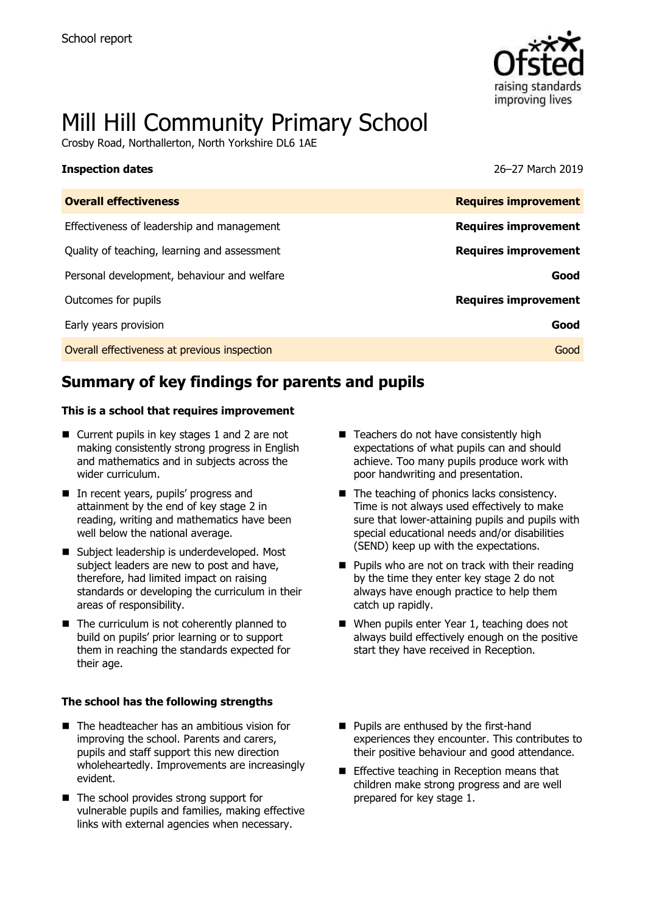School report

# Mill Hill Community Primary School

Crosby Road, Northallerton, North Yorkshire DL6 1AE

**Inspection dates** 26–27 March 2019

| **Overall effectiveness** | **Requires improvement** |
|---|---|
| Effectiveness of leadership and management | **Requires improvement** |
| Quality of teaching, learning and assessment | **Requires improvement** |
| Personal development, behaviour and welfare | **Good** |
| Outcomes for pupils | **Requires improvement** |
| Early years provision | **Good** |
| Overall effectiveness at previous inspection | Good |

## Summary of key findings for parents and pupils

**This is a school that requires improvement**

- Current pupils in key stages 1 and 2 are not making consistently strong progress in English and mathematics and in subjects across the wider curriculum.
- In recent years, pupils' progress and attainment by the end of key stage 2 in reading, writing and mathematics have been well below the national average.
- Subject leadership is underdeveloped. Most subject leaders are new to post and have, therefore, had limited impact on raising standards or developing the curriculum in their areas of responsibility.
- The curriculum is not coherently planned to build on pupils' prior learning or to support them in reaching the standards expected for their age.
- Teachers do not have consistently high expectations of what pupils can and should achieve. Too many pupils produce work with poor handwriting and presentation.
- The teaching of phonics lacks consistency. Time is not always used effectively to make sure that lower-attaining pupils and pupils with special educational needs and/or disabilities (SEND) keep up with the expectations.
- Pupils who are not on track with their reading by the time they enter key stage 2 do not always have enough practice to help them catch up rapidly.
- When pupils enter Year 1, teaching does not always build effectively enough on the positive start they have received in Reception.

**The school has the following strengths**

- The headteacher has an ambitious vision for improving the school. Parents and carers, pupils and staff support this new direction wholeheartedly. Improvements are increasingly evident.
- The school provides strong support for vulnerable pupils and families, making effective links with external agencies when necessary.
- Pupils are enthused by the first-hand experiences they encounter. This contributes to their positive behaviour and good attendance.
- Effective teaching in Reception means that children make strong progress and are well prepared for key stage 1.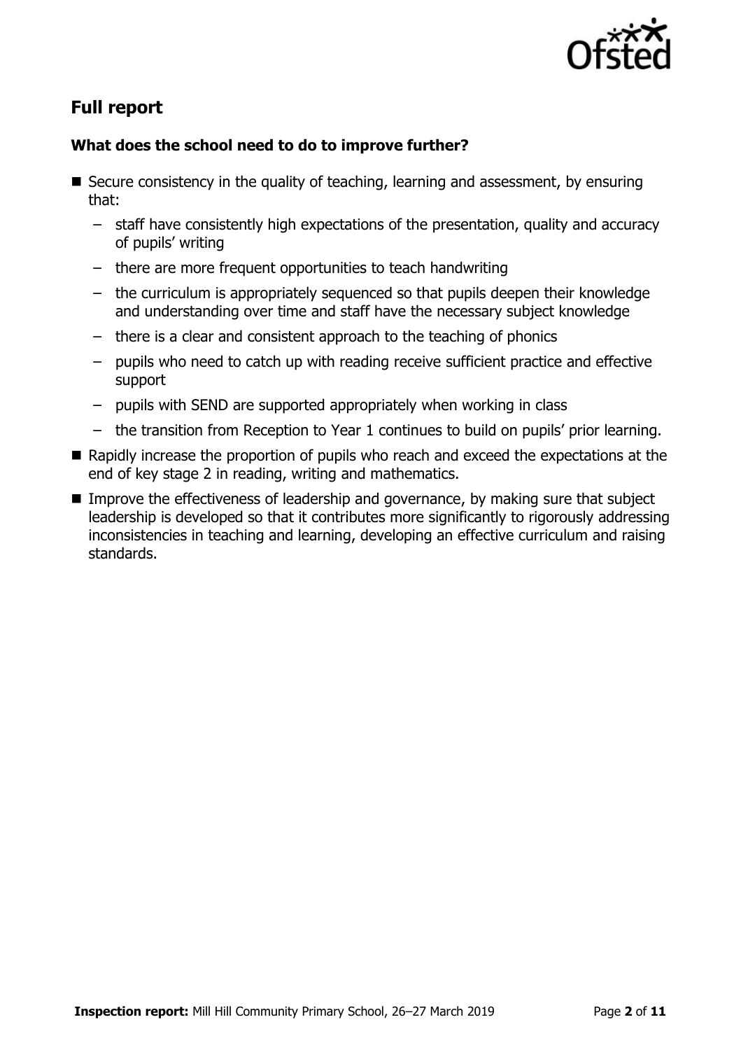## Full report

### What does the school need to do to improve further?

- Secure consistency in the quality of teaching, learning and assessment, by ensuring that:
  - staff have consistently high expectations of the presentation, quality and accuracy of pupils' writing
  - there are more frequent opportunities to teach handwriting
  - the curriculum is appropriately sequenced so that pupils deepen their knowledge and understanding over time and staff have the necessary subject knowledge
  - there is a clear and consistent approach to the teaching of phonics
  - pupils who need to catch up with reading receive sufficient practice and effective support
  - pupils with SEND are supported appropriately when working in class
  - the transition from Reception to Year 1 continues to build on pupils' prior learning.
- Rapidly increase the proportion of pupils who reach and exceed the expectations at the end of key stage 2 in reading, writing and mathematics.
- Improve the effectiveness of leadership and governance, by making sure that subject leadership is developed so that it contributes more significantly to rigorously addressing inconsistencies in teaching and learning, developing an effective curriculum and raising standards.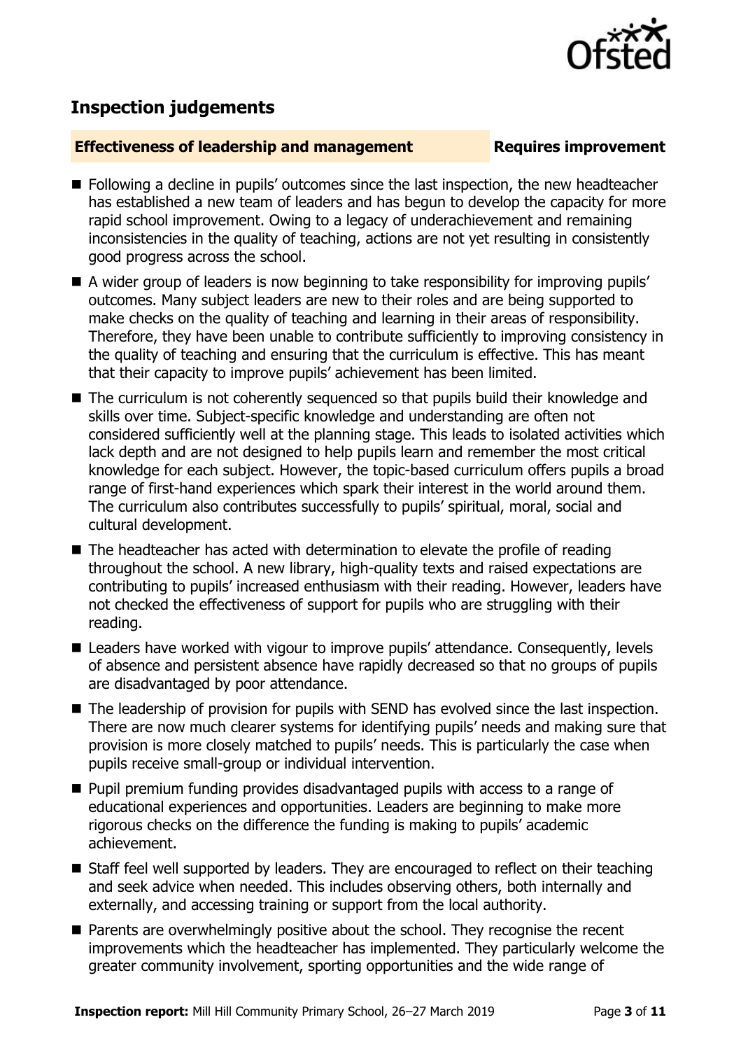## Inspection judgements

**Effectiveness of leadership and management** **Requires improvement**

- Following a decline in pupils' outcomes since the last inspection, the new headteacher has established a new team of leaders and has begun to develop the capacity for more rapid school improvement. Owing to a legacy of underachievement and remaining inconsistencies in the quality of teaching, actions are not yet resulting in consistently good progress across the school.
- A wider group of leaders is now beginning to take responsibility for improving pupils' outcomes. Many subject leaders are new to their roles and are being supported to make checks on the quality of teaching and learning in their areas of responsibility. Therefore, they have been unable to contribute sufficiently to improving consistency in the quality of teaching and ensuring that the curriculum is effective. This has meant that their capacity to improve pupils' achievement has been limited.
- The curriculum is not coherently sequenced so that pupils build their knowledge and skills over time. Subject-specific knowledge and understanding are often not considered sufficiently well at the planning stage. This leads to isolated activities which lack depth and are not designed to help pupils learn and remember the most critical knowledge for each subject. However, the topic-based curriculum offers pupils a broad range of first-hand experiences which spark their interest in the world around them. The curriculum also contributes successfully to pupils' spiritual, moral, social and cultural development.
- The headteacher has acted with determination to elevate the profile of reading throughout the school. A new library, high-quality texts and raised expectations are contributing to pupils' increased enthusiasm with their reading. However, leaders have not checked the effectiveness of support for pupils who are struggling with their reading.
- Leaders have worked with vigour to improve pupils' attendance. Consequently, levels of absence and persistent absence have rapidly decreased so that no groups of pupils are disadvantaged by poor attendance.
- The leadership of provision for pupils with SEND has evolved since the last inspection. There are now much clearer systems for identifying pupils' needs and making sure that provision is more closely matched to pupils' needs. This is particularly the case when pupils receive small-group or individual intervention.
- Pupil premium funding provides disadvantaged pupils with access to a range of educational experiences and opportunities. Leaders are beginning to make more rigorous checks on the difference the funding is making to pupils' academic achievement.
- Staff feel well supported by leaders. They are encouraged to reflect on their teaching and seek advice when needed. This includes observing others, both internally and externally, and accessing training or support from the local authority.
- Parents are overwhelmingly positive about the school. They recognise the recent improvements which the headteacher has implemented. They particularly welcome the greater community involvement, sporting opportunities and the wide range of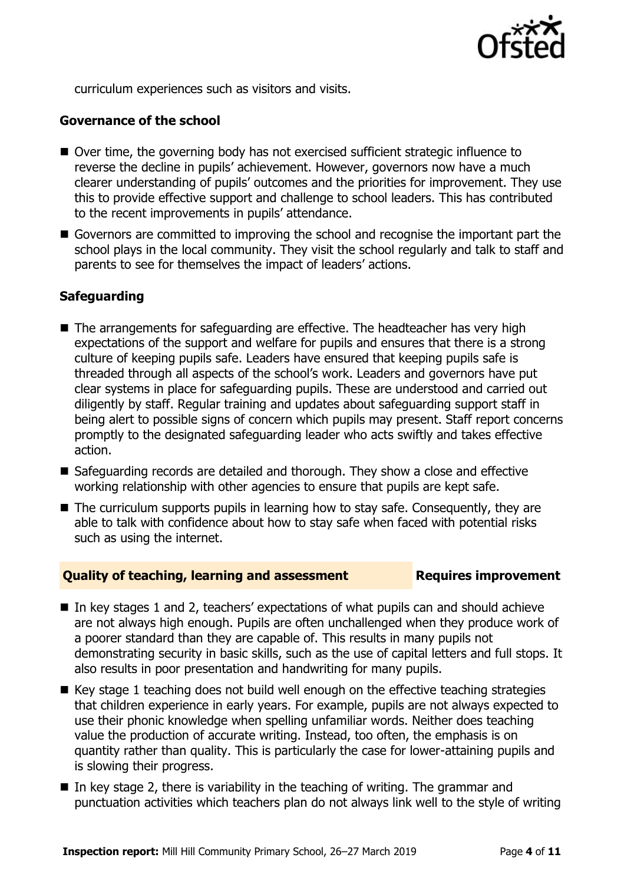curriculum experiences such as visitors and visits.

### Governance of the school

- Over time, the governing body has not exercised sufficient strategic influence to reverse the decline in pupils' achievement. However, governors now have a much clearer understanding of pupils' outcomes and the priorities for improvement. They use this to provide effective support and challenge to school leaders. This has contributed to the recent improvements in pupils' attendance.
- Governors are committed to improving the school and recognise the important part the school plays in the local community. They visit the school regularly and talk to staff and parents to see for themselves the impact of leaders' actions.

### Safeguarding

- The arrangements for safeguarding are effective. The headteacher has very high expectations of the support and welfare for pupils and ensures that there is a strong culture of keeping pupils safe. Leaders have ensured that keeping pupils safe is threaded through all aspects of the school's work. Leaders and governors have put clear systems in place for safeguarding pupils. These are understood and carried out diligently by staff. Regular training and updates about safeguarding support staff in being alert to possible signs of concern which pupils may present. Staff report concerns promptly to the designated safeguarding leader who acts swiftly and takes effective action.
- Safeguarding records are detailed and thorough. They show a close and effective working relationship with other agencies to ensure that pupils are kept safe.
- The curriculum supports pupils in learning how to stay safe. Consequently, they are able to talk with confidence about how to stay safe when faced with potential risks such as using the internet.

## Quality of teaching, learning and assessment — Requires improvement

- In key stages 1 and 2, teachers' expectations of what pupils can and should achieve are not always high enough. Pupils are often unchallenged when they produce work of a poorer standard than they are capable of. This results in many pupils not demonstrating security in basic skills, such as the use of capital letters and full stops. It also results in poor presentation and handwriting for many pupils.
- Key stage 1 teaching does not build well enough on the effective teaching strategies that children experience in early years. For example, pupils are not always expected to use their phonic knowledge when spelling unfamiliar words. Neither does teaching value the production of accurate writing. Instead, too often, the emphasis is on quantity rather than quality. This is particularly the case for lower-attaining pupils and is slowing their progress.
- In key stage 2, there is variability in the teaching of writing. The grammar and punctuation activities which teachers plan do not always link well to the style of writing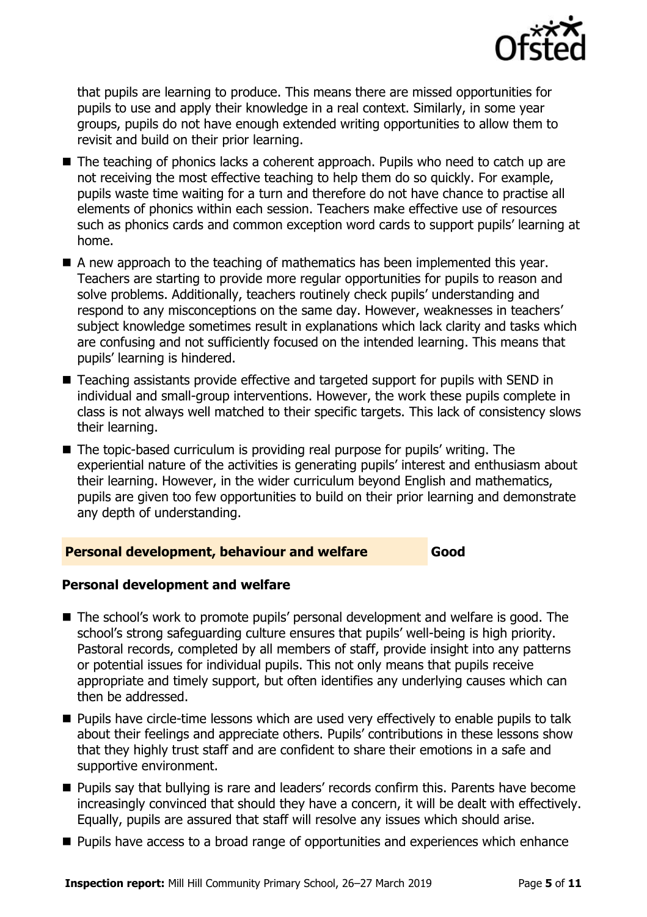that pupils are learning to produce. This means there are missed opportunities for pupils to use and apply their knowledge in a real context. Similarly, in some year groups, pupils do not have enough extended writing opportunities to allow them to revisit and build on their prior learning.

- The teaching of phonics lacks a coherent approach. Pupils who need to catch up are not receiving the most effective teaching to help them do so quickly. For example, pupils waste time waiting for a turn and therefore do not have chance to practise all elements of phonics within each session. Teachers make effective use of resources such as phonics cards and common exception word cards to support pupils' learning at home.
- A new approach to the teaching of mathematics has been implemented this year. Teachers are starting to provide more regular opportunities for pupils to reason and solve problems. Additionally, teachers routinely check pupils' understanding and respond to any misconceptions on the same day. However, weaknesses in teachers' subject knowledge sometimes result in explanations which lack clarity and tasks which are confusing and not sufficiently focused on the intended learning. This means that pupils' learning is hindered.
- Teaching assistants provide effective and targeted support for pupils with SEND in individual and small-group interventions. However, the work these pupils complete in class is not always well matched to their specific targets. This lack of consistency slows their learning.
- The topic-based curriculum is providing real purpose for pupils' writing. The experiential nature of the activities is generating pupils' interest and enthusiasm about their learning. However, in the wider curriculum beyond English and mathematics, pupils are given too few opportunities to build on their prior learning and demonstrate any depth of understanding.

## Personal development, behaviour and welfare — Good

### Personal development and welfare

- The school's work to promote pupils' personal development and welfare is good. The school's strong safeguarding culture ensures that pupils' well-being is high priority. Pastoral records, completed by all members of staff, provide insight into any patterns or potential issues for individual pupils. This not only means that pupils receive appropriate and timely support, but often identifies any underlying causes which can then be addressed.
- Pupils have circle-time lessons which are used very effectively to enable pupils to talk about their feelings and appreciate others. Pupils' contributions in these lessons show that they highly trust staff and are confident to share their emotions in a safe and supportive environment.
- Pupils say that bullying is rare and leaders' records confirm this. Parents have become increasingly convinced that should they have a concern, it will be dealt with effectively. Equally, pupils are assured that staff will resolve any issues which should arise.
- Pupils have access to a broad range of opportunities and experiences which enhance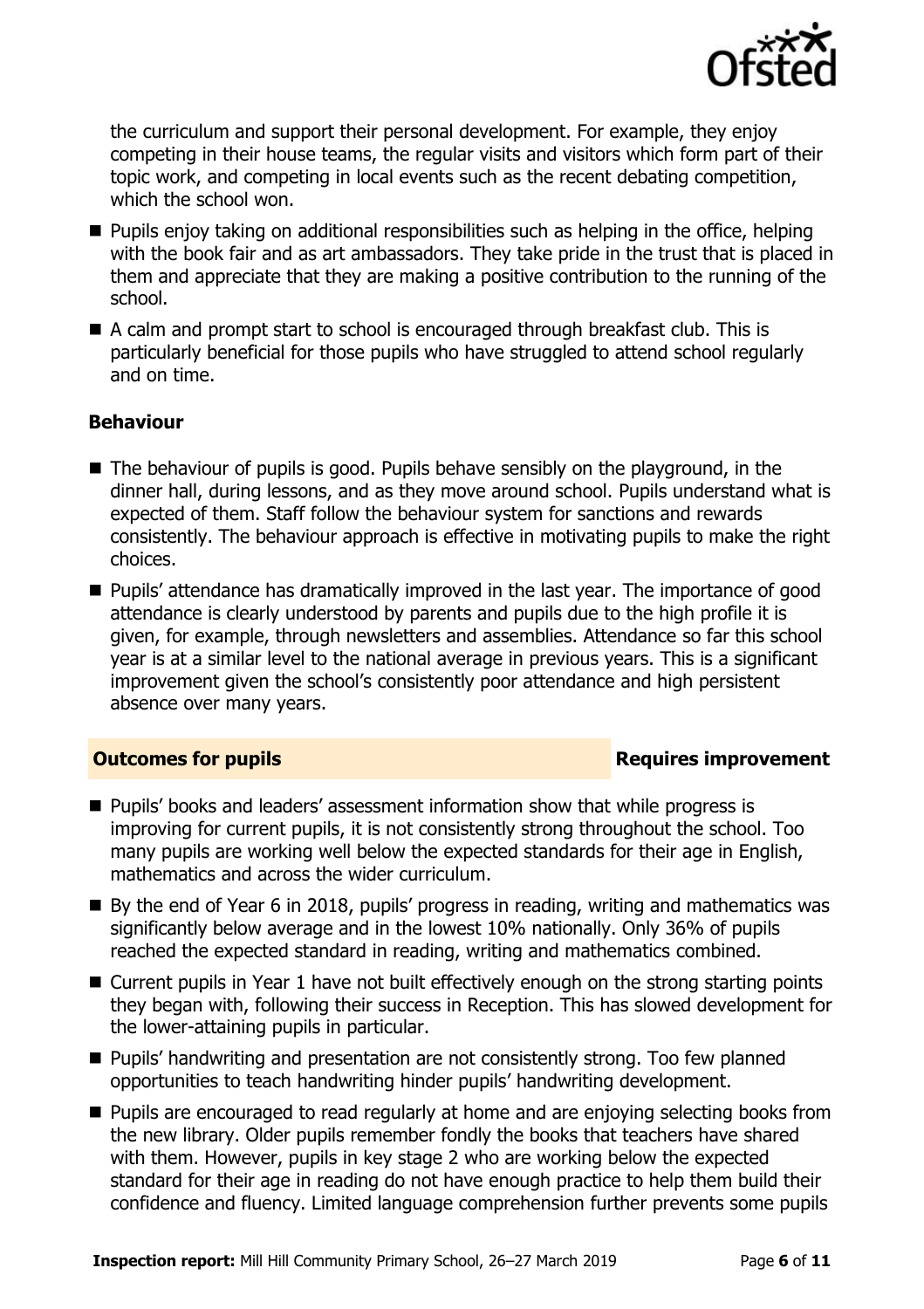the curriculum and support their personal development. For example, they enjoy competing in their house teams, the regular visits and visitors which form part of their topic work, and competing in local events such as the recent debating competition, which the school won.

- Pupils enjoy taking on additional responsibilities such as helping in the office, helping with the book fair and as art ambassadors. They take pride in the trust that is placed in them and appreciate that they are making a positive contribution to the running of the school.
- A calm and prompt start to school is encouraged through breakfast club. This is particularly beneficial for those pupils who have struggled to attend school regularly and on time.

### Behaviour

- The behaviour of pupils is good. Pupils behave sensibly on the playground, in the dinner hall, during lessons, and as they move around school. Pupils understand what is expected of them. Staff follow the behaviour system for sanctions and rewards consistently. The behaviour approach is effective in motivating pupils to make the right choices.
- Pupils' attendance has dramatically improved in the last year. The importance of good attendance is clearly understood by parents and pupils due to the high profile it is given, for example, through newsletters and assemblies. Attendance so far this school year is at a similar level to the national average in previous years. This is a significant improvement given the school's consistently poor attendance and high persistent absence over many years.

## Outcomes for pupils — Requires improvement

- Pupils' books and leaders' assessment information show that while progress is improving for current pupils, it is not consistently strong throughout the school. Too many pupils are working well below the expected standards for their age in English, mathematics and across the wider curriculum.
- By the end of Year 6 in 2018, pupils' progress in reading, writing and mathematics was significantly below average and in the lowest 10% nationally. Only 36% of pupils reached the expected standard in reading, writing and mathematics combined.
- Current pupils in Year 1 have not built effectively enough on the strong starting points they began with, following their success in Reception. This has slowed development for the lower-attaining pupils in particular.
- Pupils' handwriting and presentation are not consistently strong. Too few planned opportunities to teach handwriting hinder pupils' handwriting development.
- Pupils are encouraged to read regularly at home and are enjoying selecting books from the new library. Older pupils remember fondly the books that teachers have shared with them. However, pupils in key stage 2 who are working below the expected standard for their age in reading do not have enough practice to help them build their confidence and fluency. Limited language comprehension further prevents some pupils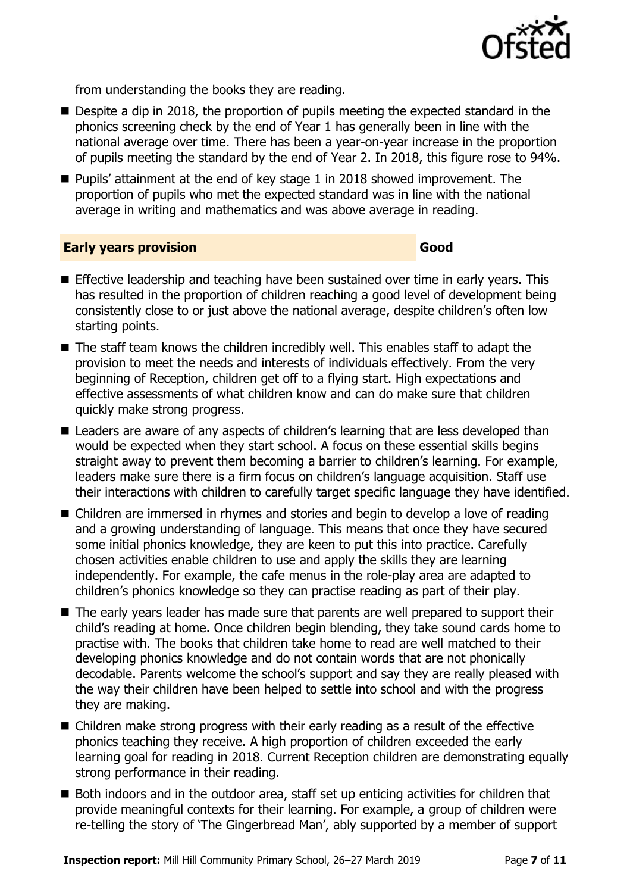from understanding the books they are reading.

- Despite a dip in 2018, the proportion of pupils meeting the expected standard in the phonics screening check by the end of Year 1 has generally been in line with the national average over time. There has been a year-on-year increase in the proportion of pupils meeting the standard by the end of Year 2. In 2018, this figure rose to 94%.
- Pupils' attainment at the end of key stage 1 in 2018 showed improvement. The proportion of pupils who met the expected standard was in line with the national average in writing and mathematics and was above average in reading.

## Early years provision — Good

- Effective leadership and teaching have been sustained over time in early years. This has resulted in the proportion of children reaching a good level of development being consistently close to or just above the national average, despite children's often low starting points.
- The staff team knows the children incredibly well. This enables staff to adapt the provision to meet the needs and interests of individuals effectively. From the very beginning of Reception, children get off to a flying start. High expectations and effective assessments of what children know and can do make sure that children quickly make strong progress.
- Leaders are aware of any aspects of children's learning that are less developed than would be expected when they start school. A focus on these essential skills begins straight away to prevent them becoming a barrier to children's learning. For example, leaders make sure there is a firm focus on children's language acquisition. Staff use their interactions with children to carefully target specific language they have identified.
- Children are immersed in rhymes and stories and begin to develop a love of reading and a growing understanding of language. This means that once they have secured some initial phonics knowledge, they are keen to put this into practice. Carefully chosen activities enable children to use and apply the skills they are learning independently. For example, the cafe menus in the role-play area are adapted to children's phonics knowledge so they can practise reading as part of their play.
- The early years leader has made sure that parents are well prepared to support their child's reading at home. Once children begin blending, they take sound cards home to practise with. The books that children take home to read are well matched to their developing phonics knowledge and do not contain words that are not phonically decodable. Parents welcome the school's support and say they are really pleased with the way their children have been helped to settle into school and with the progress they are making.
- Children make strong progress with their early reading as a result of the effective phonics teaching they receive. A high proportion of children exceeded the early learning goal for reading in 2018. Current Reception children are demonstrating equally strong performance in their reading.
- Both indoors and in the outdoor area, staff set up enticing activities for children that provide meaningful contexts for their learning. For example, a group of children were re-telling the story of 'The Gingerbread Man', ably supported by a member of support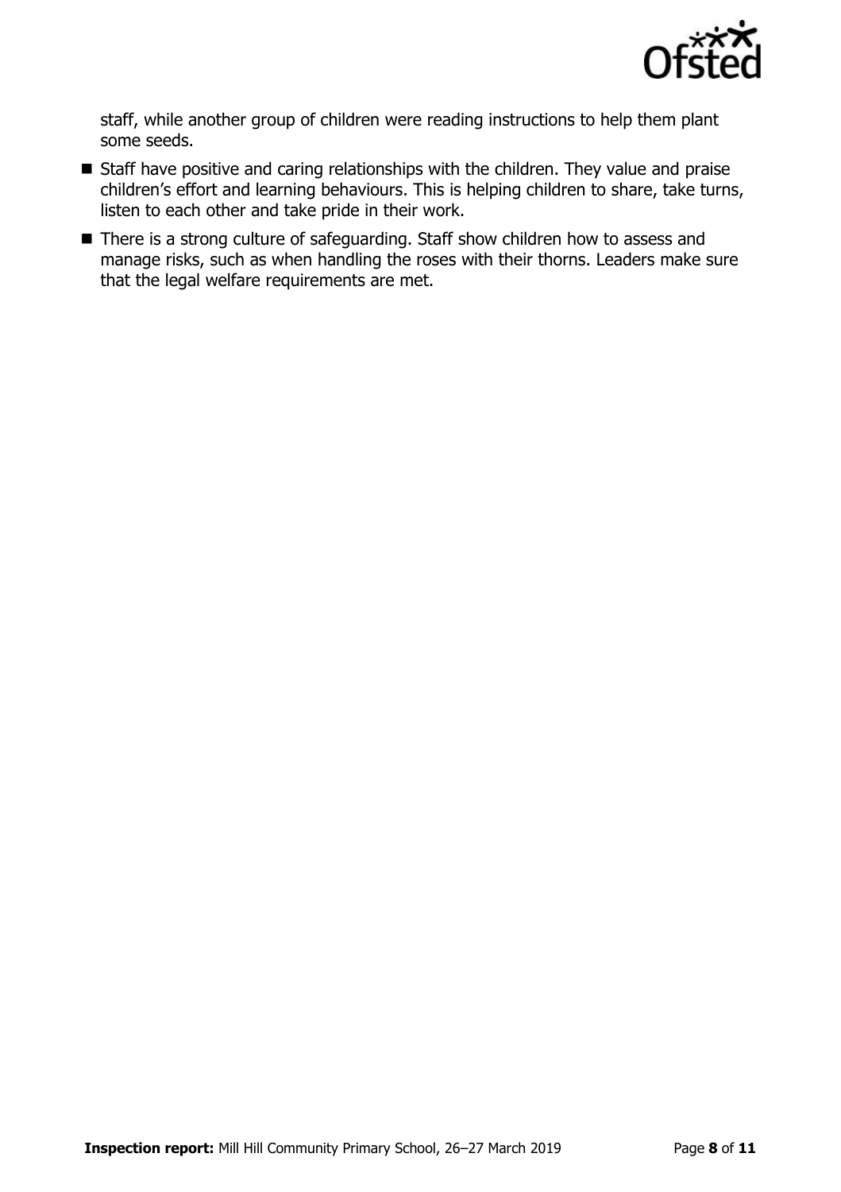staff, while another group of children were reading instructions to help them plant some seeds.

- Staff have positive and caring relationships with the children. They value and praise children's effort and learning behaviours. This is helping children to share, take turns, listen to each other and take pride in their work.
- There is a strong culture of safeguarding. Staff show children how to assess and manage risks, such as when handling the roses with their thorns. Leaders make sure that the legal welfare requirements are met.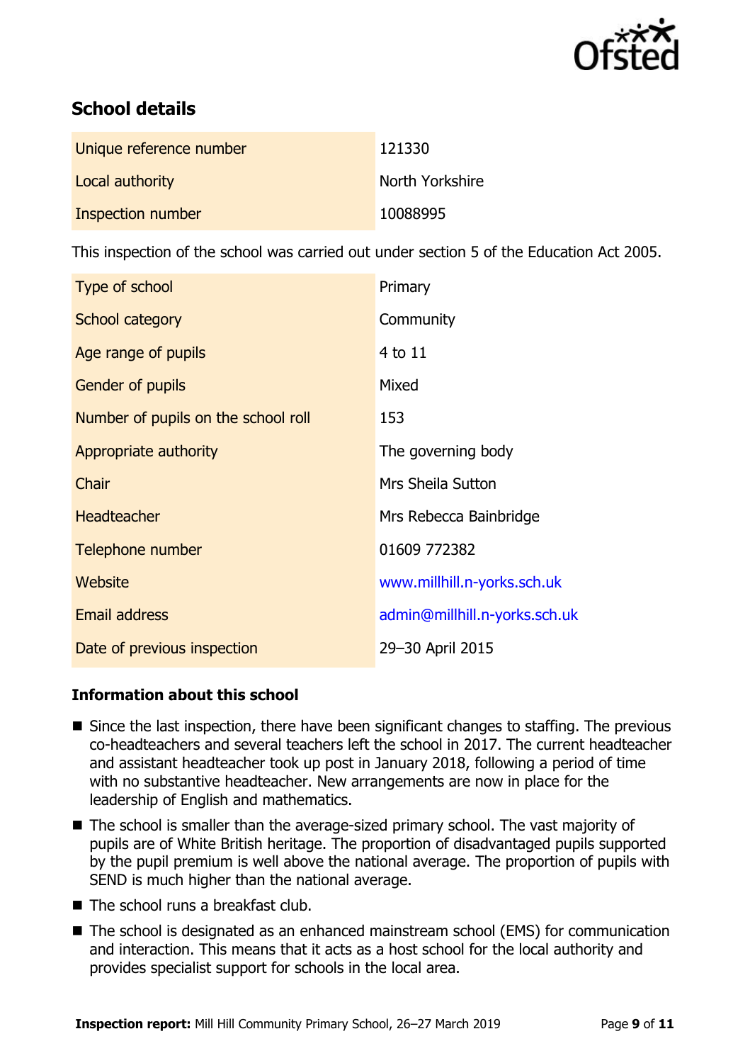## School details

| | |
|---|---|
| Unique reference number | 121330 |
| Local authority | North Yorkshire |
| Inspection number | 10088995 |

This inspection of the school was carried out under section 5 of the Education Act 2005.

| | |
|---|---|
| Type of school | Primary |
| School category | Community |
| Age range of pupils | 4 to 11 |
| Gender of pupils | Mixed |
| Number of pupils on the school roll | 153 |
| Appropriate authority | The governing body |
| Chair | Mrs Sheila Sutton |
| Headteacher | Mrs Rebecca Bainbridge |
| Telephone number | 01609 772382 |
| Website | www.millhill.n-yorks.sch.uk |
| Email address | admin@millhill.n-yorks.sch.uk |
| Date of previous inspection | 29–30 April 2015 |

### Information about this school

- Since the last inspection, there have been significant changes to staffing. The previous co-headteachers and several teachers left the school in 2017. The current headteacher and assistant headteacher took up post in January 2018, following a period of time with no substantive headteacher. New arrangements are now in place for the leadership of English and mathematics.
- The school is smaller than the average-sized primary school. The vast majority of pupils are of White British heritage. The proportion of disadvantaged pupils supported by the pupil premium is well above the national average. The proportion of pupils with SEND is much higher than the national average.
- The school runs a breakfast club.
- The school is designated as an enhanced mainstream school (EMS) for communication and interaction. This means that it acts as a host school for the local authority and provides specialist support for schools in the local area.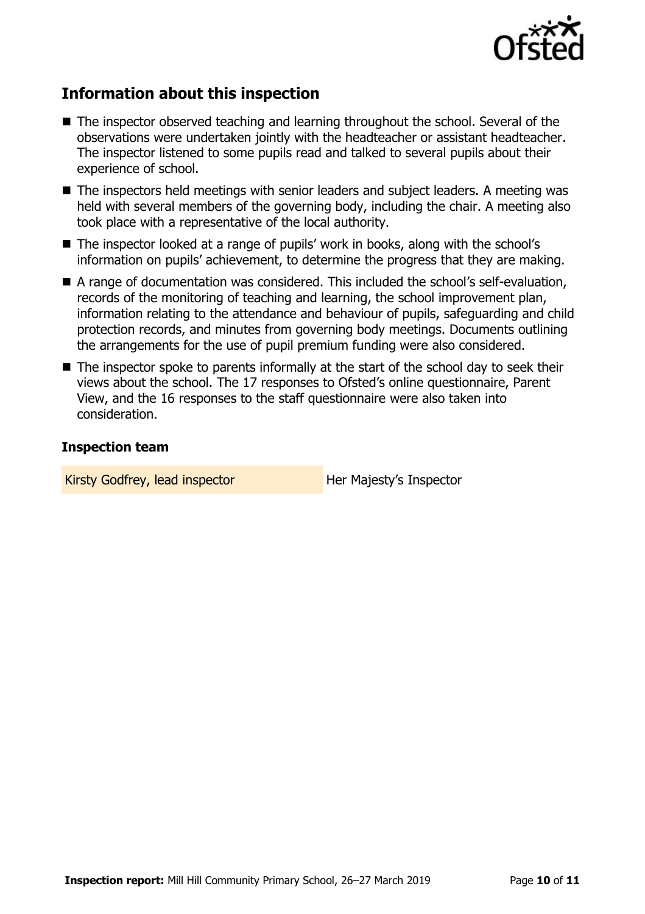## Information about this inspection

- The inspector observed teaching and learning throughout the school. Several of the observations were undertaken jointly with the headteacher or assistant headteacher. The inspector listened to some pupils read and talked to several pupils about their experience of school.
- The inspectors held meetings with senior leaders and subject leaders. A meeting was held with several members of the governing body, including the chair. A meeting also took place with a representative of the local authority.
- The inspector looked at a range of pupils' work in books, along with the school's information on pupils' achievement, to determine the progress that they are making.
- A range of documentation was considered. This included the school's self-evaluation, records of the monitoring of teaching and learning, the school improvement plan, information relating to the attendance and behaviour of pupils, safeguarding and child protection records, and minutes from governing body meetings. Documents outlining the arrangements for the use of pupil premium funding were also considered.
- The inspector spoke to parents informally at the start of the school day to seek their views about the school. The 17 responses to Ofsted's online questionnaire, Parent View, and the 16 responses to the staff questionnaire were also taken into consideration.

### Inspection team

| | |
|---|---|
| Kirsty Godfrey, lead inspector | Her Majesty's Inspector |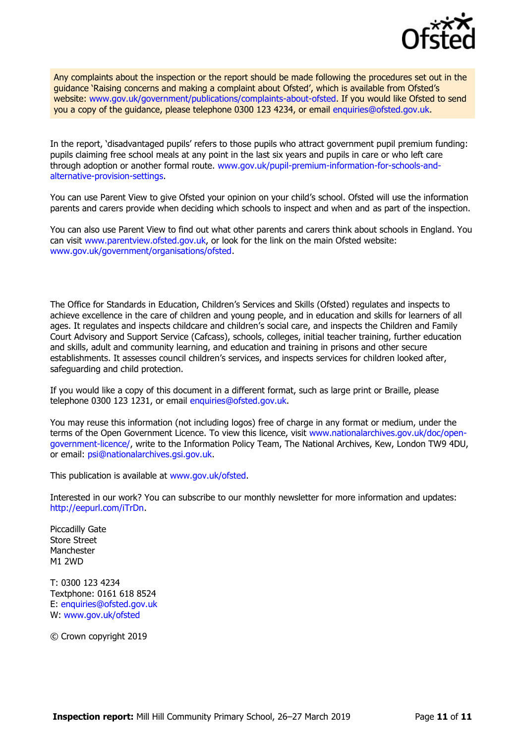Any complaints about the inspection or the report should be made following the procedures set out in the guidance 'Raising concerns and making a complaint about Ofsted', which is available from Ofsted's website: www.gov.uk/government/publications/complaints-about-ofsted. If you would like Ofsted to send you a copy of the guidance, please telephone 0300 123 4234, or email enquiries@ofsted.gov.uk.

In the report, 'disadvantaged pupils' refers to those pupils who attract government pupil premium funding: pupils claiming free school meals at any point in the last six years and pupils in care or who left care through adoption or another formal route. www.gov.uk/pupil-premium-information-for-schools-and-alternative-provision-settings.

You can use Parent View to give Ofsted your opinion on your child's school. Ofsted will use the information parents and carers provide when deciding which schools to inspect and when and as part of the inspection.

You can also use Parent View to find out what other parents and carers think about schools in England. You can visit www.parentview.ofsted.gov.uk, or look for the link on the main Ofsted website: www.gov.uk/government/organisations/ofsted.

The Office for Standards in Education, Children's Services and Skills (Ofsted) regulates and inspects to achieve excellence in the care of children and young people, and in education and skills for learners of all ages. It regulates and inspects childcare and children's social care, and inspects the Children and Family Court Advisory and Support Service (Cafcass), schools, colleges, initial teacher training, further education and skills, adult and community learning, and education and training in prisons and other secure establishments. It assesses council children's services, and inspects services for children looked after, safeguarding and child protection.

If you would like a copy of this document in a different format, such as large print or Braille, please telephone 0300 123 1231, or email enquiries@ofsted.gov.uk.

You may reuse this information (not including logos) free of charge in any format or medium, under the terms of the Open Government Licence. To view this licence, visit www.nationalarchives.gov.uk/doc/open-government-licence/, write to the Information Policy Team, The National Archives, Kew, London TW9 4DU, or email: psi@nationalarchives.gsi.gov.uk.

This publication is available at www.gov.uk/ofsted.

Interested in our work? You can subscribe to our monthly newsletter for more information and updates: http://eepurl.com/iTrDn.

Piccadilly Gate
Store Street
Manchester
M1 2WD

T: 0300 123 4234
Textphone: 0161 618 8524
E: enquiries@ofsted.gov.uk
W: www.gov.uk/ofsted

© Crown copyright 2019